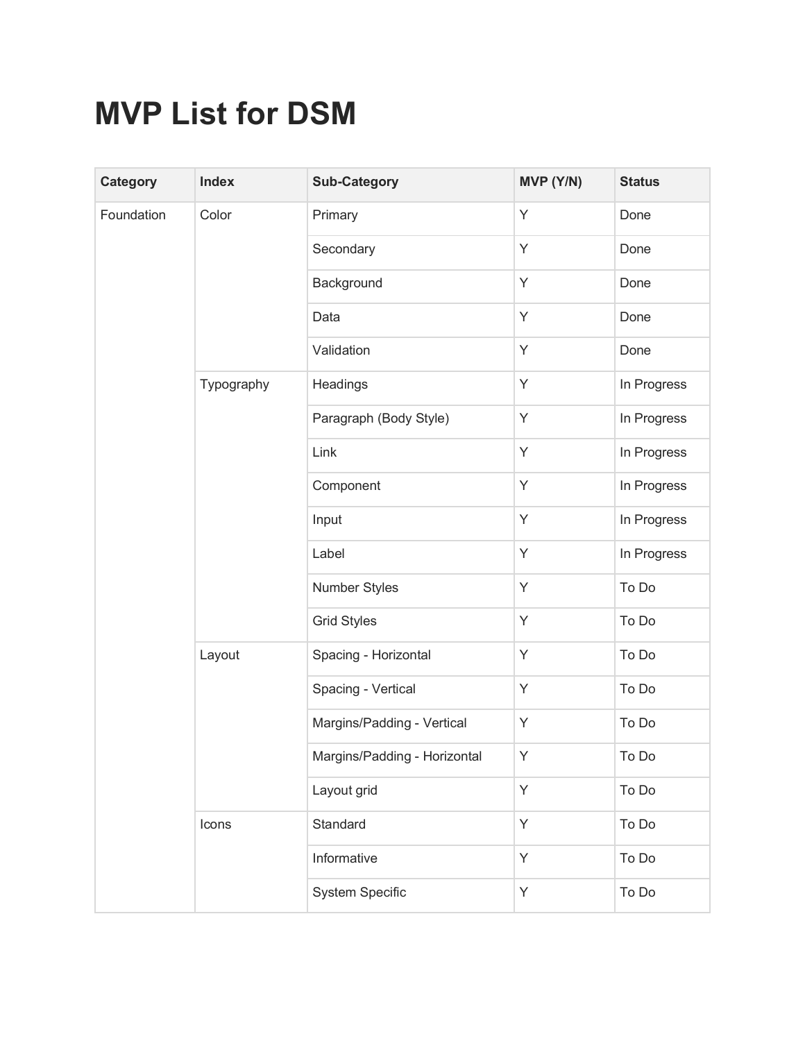# MVP List for DSM

| Category | Index | Sub-Category | MVP (Y/N) | Status |
|---|---|---|---|---|
| Foundation | Color | Primary | Y | Done |
| | | Secondary | Y | Done |
| | | Background | Y | Done |
| | | Data | Y | Done |
| | | Validation | Y | Done |
| | Typography | Headings | Y | In Progress |
| | | Paragraph (Body Style) | Y | In Progress |
| | | Link | Y | In Progress |
| | | Component | Y | In Progress |
| | | Input | Y | In Progress |
| | | Label | Y | In Progress |
| | | Number Styles | Y | To Do |
| | | Grid Styles | Y | To Do |
| | Layout | Spacing - Horizontal | Y | To Do |
| | | Spacing - Vertical | Y | To Do |
| | | Margins/Padding - Vertical | Y | To Do |
| | | Margins/Padding - Horizontal | Y | To Do |
| | | Layout grid | Y | To Do |
| | Icons | Standard | Y | To Do |
| | | Informative | Y | To Do |
| | | System Specific | Y | To Do |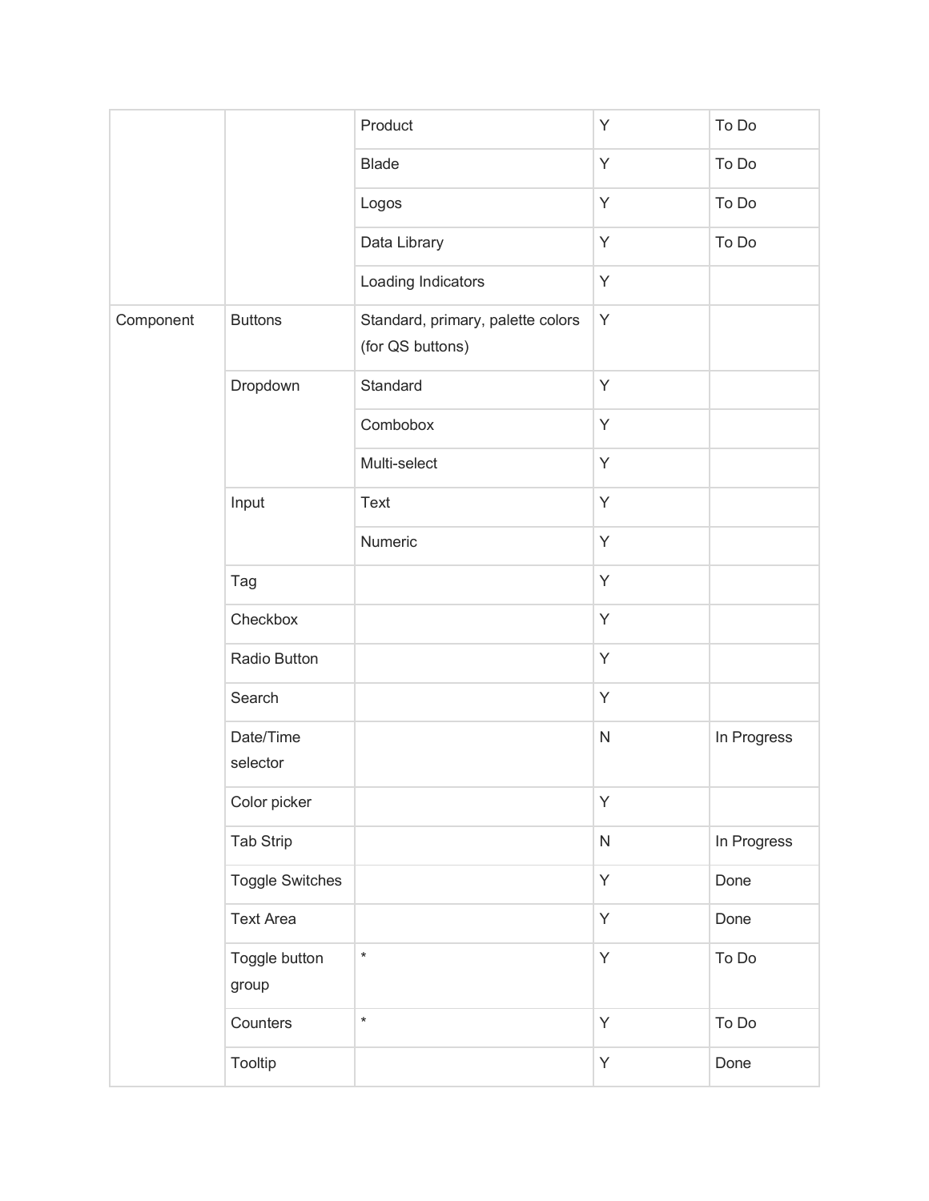| | | | | |
|---|---|---|---|---|
| | | Product | Y | To Do |
| | | Blade | Y | To Do |
| | | Logos | Y | To Do |
| | | Data Library | Y | To Do |
| | | Loading Indicators | Y | |
| Component | Buttons | Standard, primary, palette colors (for QS buttons) | Y | |
| | Dropdown | Standard | Y | |
| | | Combobox | Y | |
| | | Multi-select | Y | |
| | Input | Text | Y | |
| | | Numeric | Y | |
| | Tag | | Y | |
| | Checkbox | | Y | |
| | Radio Button | | Y | |
| | Search | | Y | |
| | Date/Time selector | | N | In Progress |
| | Color picker | | Y | |
| | Tab Strip | | N | In Progress |
| | Toggle Switches | | Y | Done |
| | Text Area | | Y | Done |
| | Toggle button group | * | Y | To Do |
| | Counters | * | Y | To Do |
| | Tooltip | | Y | Done |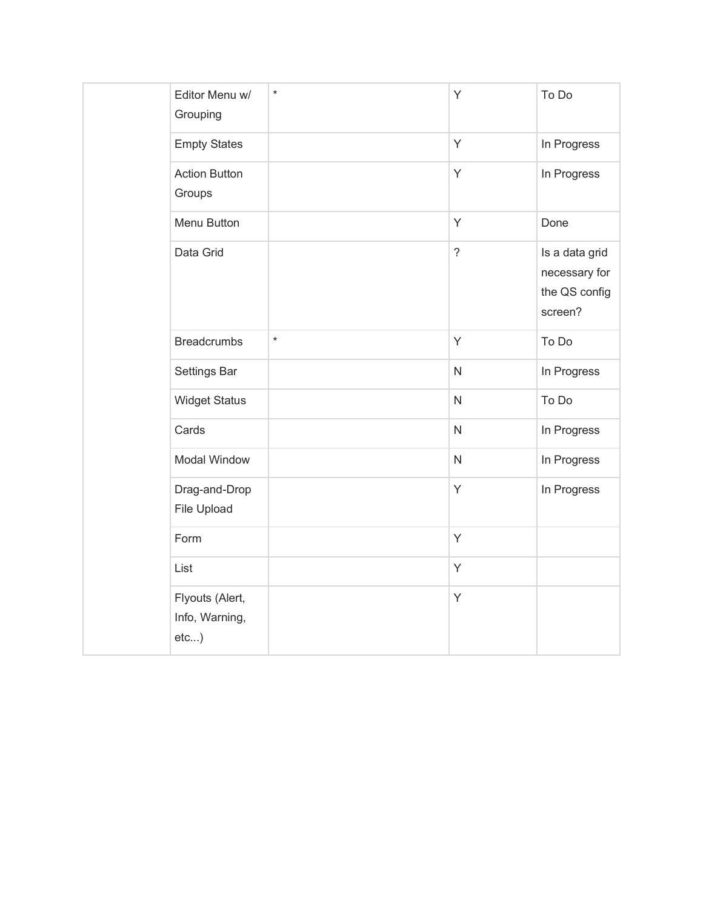| | | | | |
|---|---|---|---|---|
| | Editor Menu w/ Grouping | * | Y | To Do |
| | Empty States | | Y | In Progress |
| | Action Button Groups | | Y | In Progress |
| | Menu Button | | Y | Done |
| | Data Grid | | ? | Is a data grid necessary for the QS config screen? |
| | Breadcrumbs | * | Y | To Do |
| | Settings Bar | | N | In Progress |
| | Widget Status | | N | To Do |
| | Cards | | N | In Progress |
| | Modal Window | | N | In Progress |
| | Drag-and-Drop File Upload | | Y | In Progress |
| | Form | | Y | |
| | List | | Y | |
| | Flyouts (Alert, Info, Warning, etc...) | | Y | |